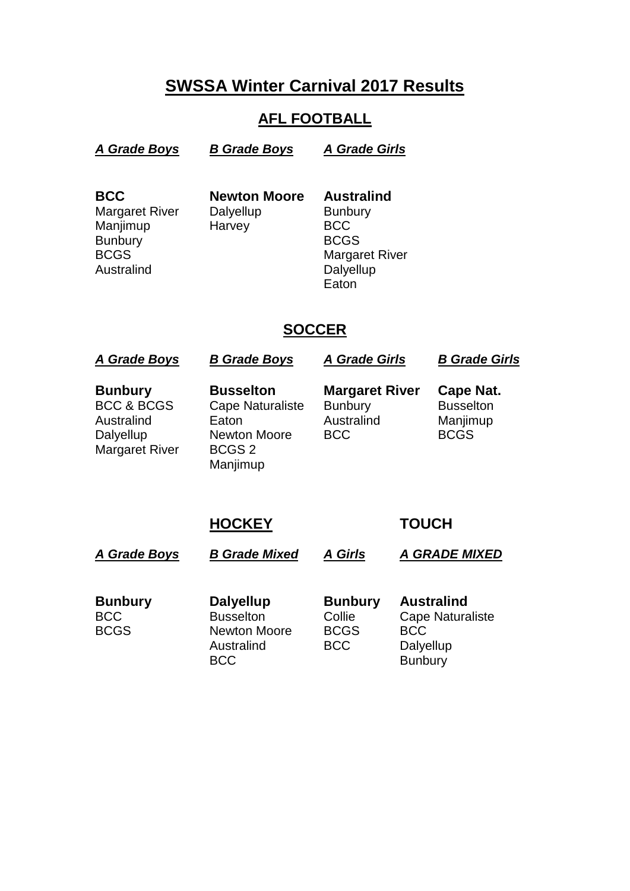# SWSSA Winter Carnival 2017 Results

## AFL FOOTBALL

| ***A Grade Boys*** | ***B Grade Boys*** | ***A Grade Girls*** |
|---|---|---|
| **BCC** | **Newton Moore** | **Australind** |
| Margaret River | Dalyellup | Bunbury |
| Manjimup | Harvey | BCC |
| Bunbury | | BCGS |
| BCGS | | Margaret River |
| Australind | | Dalyellup |
| | | Eaton |

## SOCCER

| ***A Grade Boys*** | ***B Grade Boys*** | ***A Grade Girls*** | ***B Grade Girls*** |
|---|---|---|---|
| **Bunbury** | **Busselton** | **Margaret River** | **Cape Nat.** |
| BCC & BCGS | Cape Naturaliste | Bunbury | Busselton |
| Australind | Eaton | Australind | Manjimup |
| Dalyellup | Newton Moore | BCC | BCGS |
| Margaret River | BCGS 2 | | |
| | Manjimup | | |

## HOCKEY

| ***A Grade Boys*** | ***B Grade Mixed*** | ***A Girls*** |
|---|---|---|
| **Bunbury** | **Dalyellup** | **Bunbury** |
| BCC | Busselton | Collie |
| BCGS | Newton Moore | BCGS |
| | Australind | BCC |
| | BCC | |

## TOUCH

| ***A GRADE MIXED*** |
|---|
| **Australind** |
| Cape Naturaliste |
| BCC |
| Dalyellup |
| Bunbury |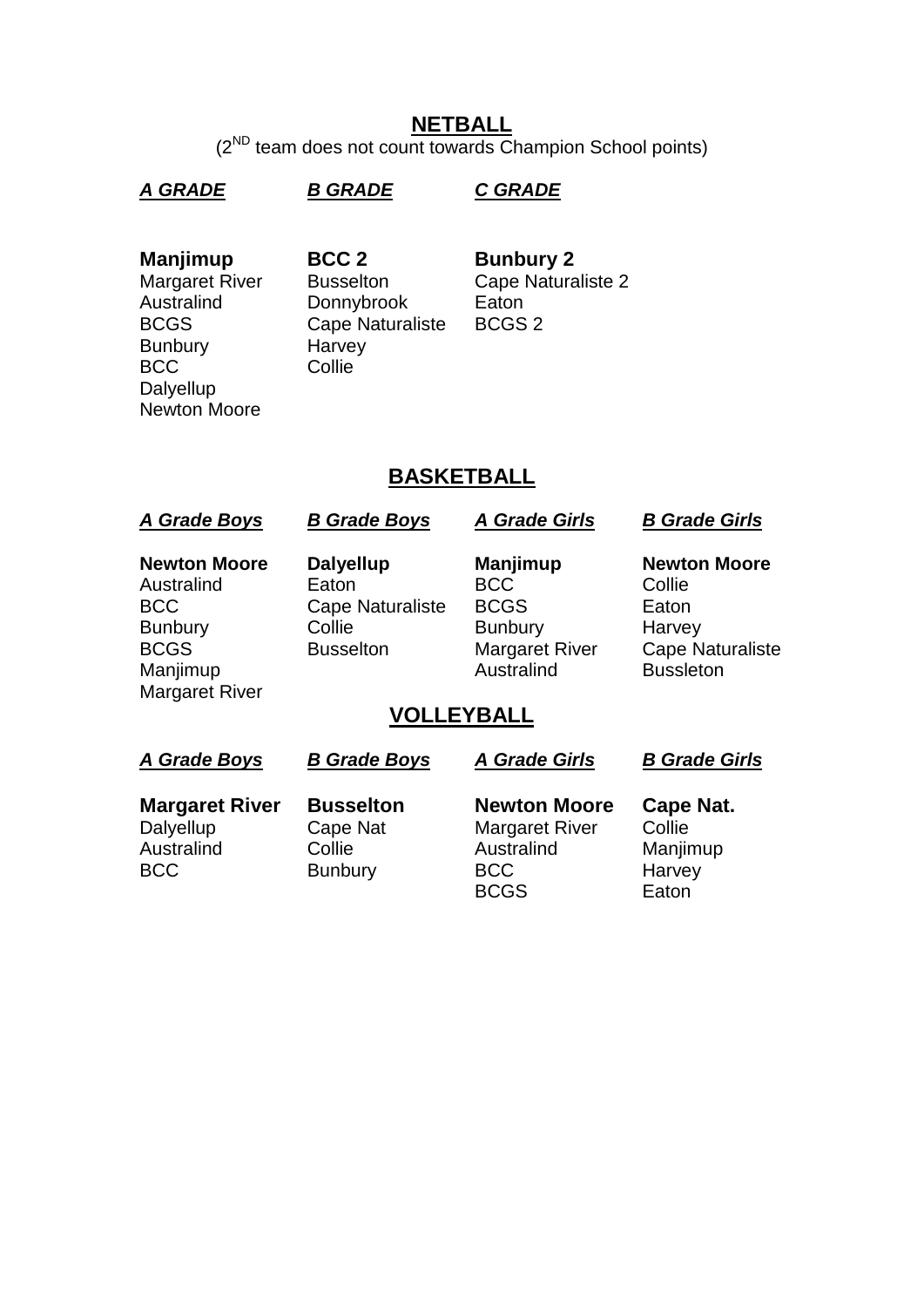## NETBALL

(2ND team does not count towards Champion School points)

| ***A GRADE*** | ***B GRADE*** | ***C GRADE*** |
| --- | --- | --- |
| **Manjimup** | **BCC 2** | **Bunbury 2** |
| Margaret River | Busselton | Cape Naturaliste 2 |
| Australind | Donnybrook | Eaton |
| BCGS | Cape Naturaliste | BCGS 2 |
| Bunbury | Harvey | |
| BCC | Collie | |
| Dalyellup | | |
| Newton Moore | | |

## BASKETBALL

| ***A Grade Boys*** | ***B Grade Boys*** | ***A Grade Girls*** | ***B Grade Girls*** |
| --- | --- | --- | --- |
| **Newton Moore** | **Dalyellup** | **Manjimup** | **Newton Moore** |
| Australind | Eaton | BCC | Collie |
| BCC | Cape Naturaliste | BCGS | Eaton |
| Bunbury | Collie | Bunbury | Harvey |
| BCGS | Busselton | Margaret River | Cape Naturaliste |
| Manjimup | | Australind | Bussleton |
| Margaret River | | | |

## VOLLEYBALL

| ***A Grade Boys*** | ***B Grade Boys*** | ***A Grade Girls*** | ***B Grade Girls*** |
| --- | --- | --- | --- |
| **Margaret River** | **Busselton** | **Newton Moore** | **Cape Nat.** |
| Dalyellup | Cape Nat | Margaret River | Collie |
| Australind | Collie | Australind | Manjimup |
| BCC | Bunbury | BCC | Harvey |
| | | BCGS | Eaton |